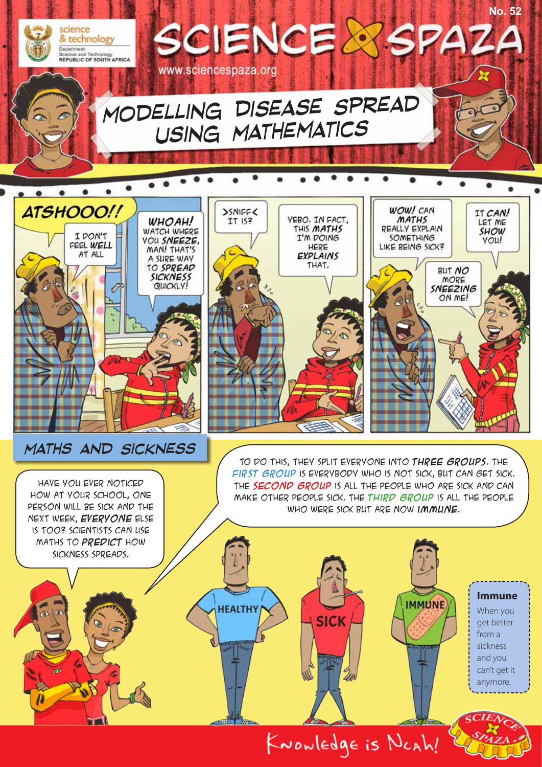# MODELLING DISEASE SPREAD USING MATHEMATICS

**ATSHOOO!!**

I DON'T FEEL **WELL** AT ALL

**WHOAH!** WATCH WHERE YOU **SNEEZE**, MAN! THAT'S A SURE WAY TO **SPREAD SICKNESS** QUICKLY!

>SNIFF< IT IS?

YEBO. IN FACT, THIS **MATHS** I'M DOING HERE **EXPLAINS** THAT.

**WOW!** CAN **MATHS** REALLY EXPLAIN SOMETHING LIKE BEING SICK?

IT **CAN!** LET ME **SHOW** YOU!

BUT **NO** MORE **SNEEZING** ON ME!

## MATHS AND SICKNESS

HAVE YOU EVER NOTICED HOW AT YOUR SCHOOL, ONE PERSON WILL BE SICK AND THE NEXT WEEK, **EVERYONE** ELSE IS TOO? SCIENTISTS CAN USE MATHS TO **PREDICT** HOW SICKNESS SPREADS.

TO DO THIS, THEY SPLIT EVERYONE INTO **THREE GROUPS**. THE **FIRST GROUP** IS EVERYBODY WHO IS NOT SICK, BUT CAN GET SICK. THE **SECOND GROUP** IS ALL THE PEOPLE WHO ARE SICK AND CAN MAKE OTHER PEOPLE SICK. THE **THIRD GROUP** IS ALL THE PEOPLE WHO WERE SICK BUT ARE NOW **IMMUNE**.

HEALTHY — SICK — IMMUNE

**Immune**
When you get better from a sickness and you can't get it anymore.

Knowledge is Ncah!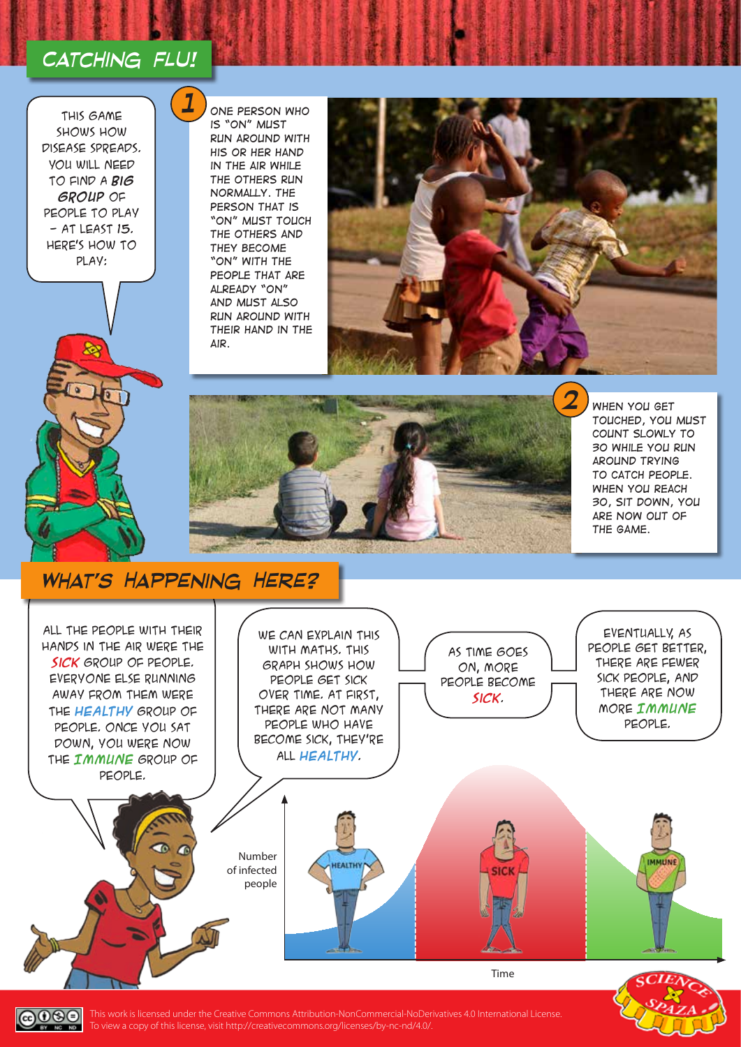# CATCHING FLU!

This game shows how disease spreads. You will need to find a ***big group*** of people to play – at least 15. Here's how to play:

**1** One person who is "on" must run around with his or her hand in the air while the others run normally. The person that is "on" must touch the others and they become "on" with the people that are already "on" and must also run around with their hand in the air.

**2** When you get touched, you must count slowly to 30 while you run around trying to catch people. When you reach 30, sit down, you are now out of the game.

## WHAT'S HAPPENING HERE?

All the people with their hands in the air were the *sick* group of people. Everyone else running away from them were the *healthy* group of people. Once you sat down, you were now the *immune* group of people.

We can explain this with maths. This graph shows how people get sick over time. At first, there are not many people who have become sick, they're all *healthy*.

As time goes on, more people become *sick*.

Eventually, as people get better, there are fewer sick people, and there are now more *immune* people.

Number of infected people

HEALTHY

SICK

IMMUNE

Time

This work is licensed under the Creative Commons Attribution-NonCommercial-NoDerivatives 4.0 International License. To view a copy of this license, visit http://creativecommons.org/licenses/by-nc-nd/4.0/.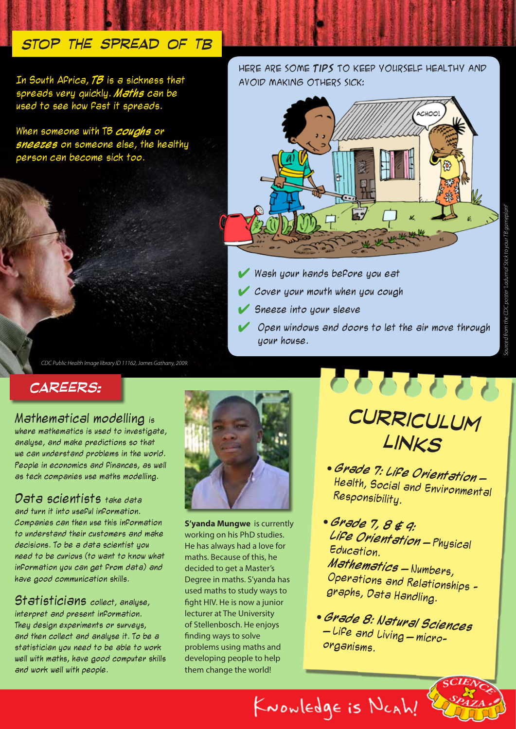## STOP THE SPREAD OF TB

In South Africa, ***TB*** is a sickness that spreads very quickly. ***Maths*** can be used to see how fast it spreads.

When someone with TB ***coughs*** or ***sneezes*** on someone else, the healthy person can become sick too.

CDC Public Health Image library ID 11162, James Gathany, 2009.

HERE ARE SOME ***TIPS*** TO KEEP YOURSELF HEALTHY AND AVOID MAKING OTHERS SICK:

- ✔ Wash your hands before you eat
- ✔ Cover your mouth when you cough
- ✔ Sneeze into your sleeve
- ✔ Open windows and doors to let the air move through your house.

Sourced from the CDC poster 'Ladumal Stick to your TB gameplan!'

## CAREERS:

**Mathematical modelling** is where mathematics is used to investigate, analyse, and make predictions so that we can understand problems in the world. People in economics and finances, as well as tech companies use maths modelling.

**Data scientists** take data and turn it into useful information. Companies can then use this information to understand their customers and make decisions. To be a data scientist you need to be curious (to want to know what information you can get from data) and have good communication skills.

**Statisticians** collect, analyse, interpret and present information. They design experiments or surveys, and then collect and analyse it. To be a statistician you need to be able to work well with maths, have good computer skills and work well with people.

**S'yanda Mungwe** is currently working on his PhD studies. He has always had a love for maths. Because of this, he decided to get a Master's Degree in maths. S'yanda has used maths to study ways to fight HIV. He is now a junior lecturer at The University of Stellenbosch. He enjoys finding ways to solve problems using maths and developing people to help them change the world!

## CURRICULUM LINKS

- ***Grade 7: Life Orientation*** – Health, Social and Environmental Responsibility.
- ***Grade 7, 8 & 9:*** ***Life Orientation*** – Physical Education. ***Mathematics*** – Numbers, Operations and Relationships - graphs, Data Handling.
- ***Grade 8: Natural Sciences*** – Life and Living – micro-organisms.

Knowledge is Ncah!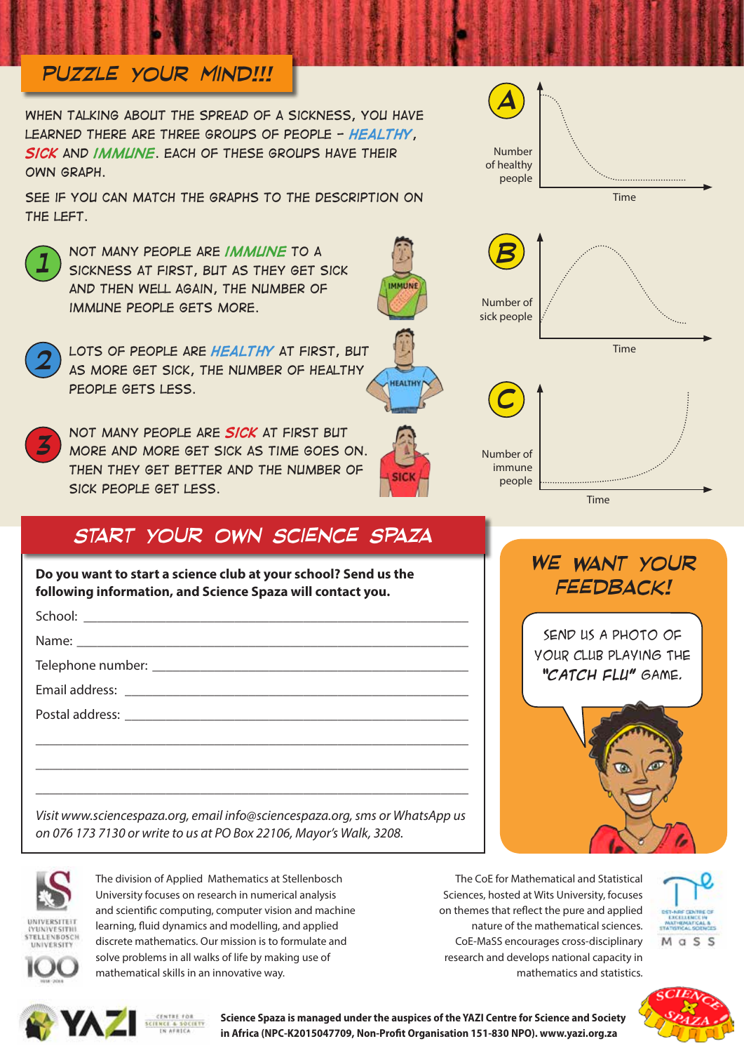## PUZZLE YOUR MIND!!!

WHEN TALKING ABOUT THE SPREAD OF A SICKNESS, YOU HAVE LEARNED THERE ARE THREE GROUPS OF PEOPLE – *HEALTHY*, *SICK* AND *IMMUNE*. EACH OF THESE GROUPS HAVE THEIR OWN GRAPH.

SEE IF YOU CAN MATCH THE GRAPHS TO THE DESCRIPTION ON THE LEFT.

1. NOT MANY PEOPLE ARE *IMMUNE* TO A SICKNESS AT FIRST, BUT AS THEY GET SICK AND THEN WELL AGAIN, THE NUMBER OF IMMUNE PEOPLE GETS MORE.

2. LOTS OF PEOPLE ARE *HEALTHY* AT FIRST, BUT AS MORE GET SICK, THE NUMBER OF HEALTHY PEOPLE GETS LESS.

3. NOT MANY PEOPLE ARE *SICK* AT FIRST BUT MORE AND MORE GET SICK AS TIME GOES ON. THEN THEY GET BETTER AND THE NUMBER OF SICK PEOPLE GET LESS.

IMMUNE

HEALTHY

SICK

**A**

Number of healthy people

Time

**B**

Number of sick people

Time

**C**

Number of immune people

Time

## START YOUR OWN SCIENCE SPAZA

**Do you want to start a science club at your school? Send us the following information, and Science Spaza will contact you.**

School: ____________________

Name: ____________________

Telephone number: ____________________

Email address: ____________________

Postal address: ____________________

____________________

____________________

____________________

*Visit www.sciencespaza.org, email info@sciencespaza.org, sms or WhatsApp us on 076 173 7130 or write to us at PO Box 22106, Mayor's Walk, 3208.*

## WE WANT YOUR FEEDBACK!

SEND US A PHOTO OF YOUR CLUB PLAYING THE *"CATCH FLU"* GAME.

The division of Applied Mathematics at Stellenbosch University focuses on research in numerical analysis and scientific computing, computer vision and machine learning, fluid dynamics and modelling, and applied discrete mathematics. Our mission is to formulate and solve problems in all walks of life by making use of mathematical skills in an innovative way.

The CoE for Mathematical and Statistical Sciences, hosted at Wits University, focuses on themes that reflect the pure and applied nature of the mathematical sciences. CoE-MaSS encourages cross-disciplinary research and develops national capacity in mathematics and statistics.

**Science Spaza is managed under the auspices of the YAZI Centre for Science and Society in Africa (NPC-K2015047709, Non-Profit Organisation 151-830 NPO). www.yazi.org.za**